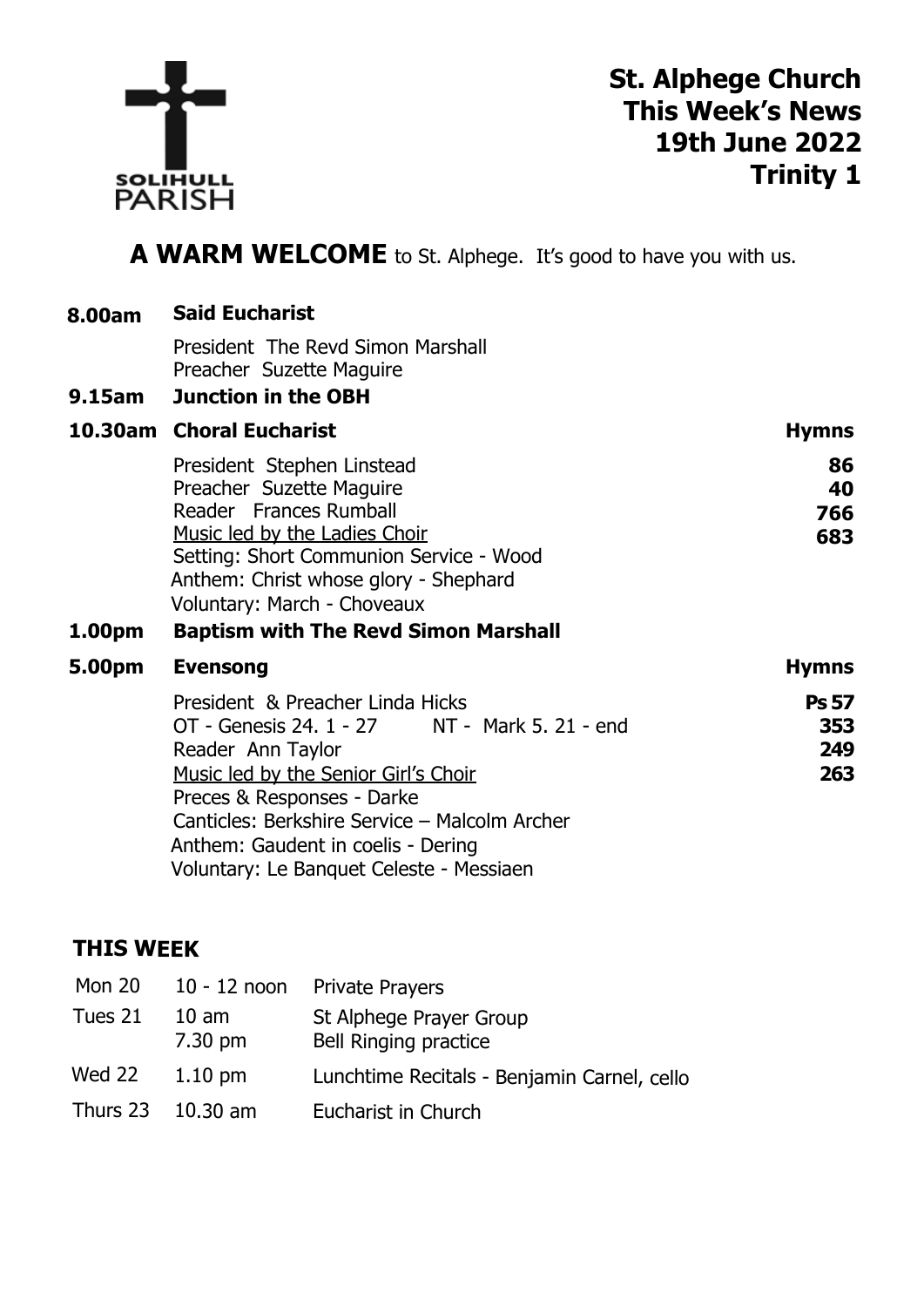SOLIHULL PARISH

# St. Alphege Church
## This Week's News
## 19th June 2022
## Trinity 1

**A WARM WELCOME** to St. Alphege. It's good to have you with us.

**8.00am** **Said Eucharist**

President The Revd Simon Marshall
Preacher Suzette Maguire

**9.15am** **Junction in the OBH**

**10.30am** **Choral Eucharist**

President Stephen Linstead
Preacher Suzette Maguire
Reader Frances Rumball
Music led by the Ladies Choir
Setting: Short Communion Service - Wood
Anthem: Christ whose glory - Shephard
Voluntary: March - Choveaux

**Hymns**
**86**
**40**
**766**
**683**

**1.00pm** **Baptism with The Revd Simon Marshall**

**5.00pm** **Evensong**

President & Preacher Linda Hicks
OT - Genesis 24. 1 - 27 NT - Mark 5. 21 - end
Reader Ann Taylor
Music led by the Senior Girl's Choir
Preces & Responses - Darke
Canticles: Berkshire Service – Malcolm Archer
Anthem: Gaudent in coelis - Dering
Voluntary: Le Banquet Celeste - Messiaen

**Hymns**
**Ps 57**
**353**
**249**
**263**

## THIS WEEK

| | | |
|---|---|---|
| Mon 20 | 10 - 12 noon | Private Prayers |
| Tues 21 | 10 am | St Alphege Prayer Group |
| | 7.30 pm | Bell Ringing practice |
| Wed 22 | 1.10 pm | Lunchtime Recitals - Benjamin Carnel, cello |
| Thurs 23 | 10.30 am | Eucharist in Church |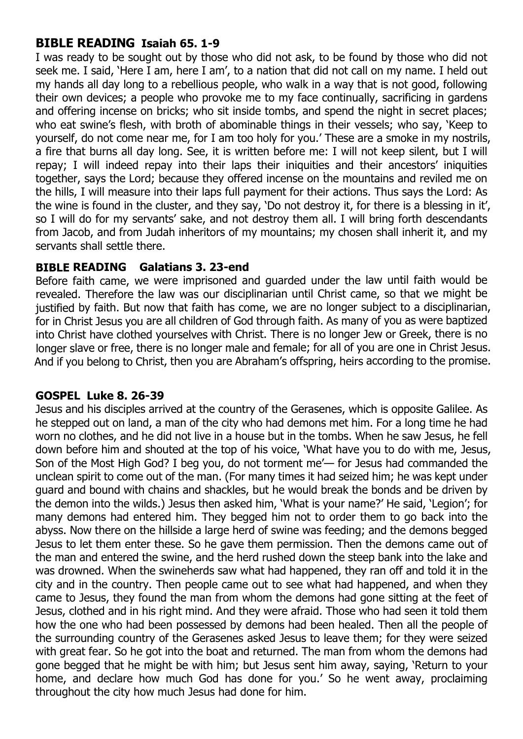## BIBLE READING Isaiah 65. 1-9

I was ready to be sought out by those who did not ask, to be found by those who did not seek me. I said, 'Here I am, here I am', to a nation that did not call on my name. I held out my hands all day long to a rebellious people, who walk in a way that is not good, following their own devices; a people who provoke me to my face continually, sacrificing in gardens and offering incense on bricks; who sit inside tombs, and spend the night in secret places; who eat swine's flesh, with broth of abominable things in their vessels; who say, 'Keep to yourself, do not come near me, for I am too holy for you.' These are a smoke in my nostrils, a fire that burns all day long. See, it is written before me: I will not keep silent, but I will repay; I will indeed repay into their laps their iniquities and their ancestors' iniquities together, says the Lord; because they offered incense on the mountains and reviled me on the hills, I will measure into their laps full payment for their actions. Thus says the Lord: As the wine is found in the cluster, and they say, 'Do not destroy it, for there is a blessing in it', so I will do for my servants' sake, and not destroy them all. I will bring forth descendants from Jacob, and from Judah inheritors of my mountains; my chosen shall inherit it, and my servants shall settle there.

## BIBLE READING Galatians 3. 23-end

Before faith came, we were imprisoned and guarded under the law until faith would be revealed. Therefore the law was our disciplinarian until Christ came, so that we might be justified by faith. But now that faith has come, we are no longer subject to a disciplinarian, for in Christ Jesus you are all children of God through faith. As many of you as were baptized into Christ have clothed yourselves with Christ. There is no longer Jew or Greek, there is no longer slave or free, there is no longer male and female; for all of you are one in Christ Jesus. And if you belong to Christ, then you are Abraham's offspring, heirs according to the promise.

## GOSPEL Luke 8. 26-39

Jesus and his disciples arrived at the country of the Gerasenes, which is opposite Galilee. As he stepped out on land, a man of the city who had demons met him. For a long time he had worn no clothes, and he did not live in a house but in the tombs. When he saw Jesus, he fell down before him and shouted at the top of his voice, 'What have you to do with me, Jesus, Son of the Most High God? I beg you, do not torment me'— for Jesus had commanded the unclean spirit to come out of the man. (For many times it had seized him; he was kept under guard and bound with chains and shackles, but he would break the bonds and be driven by the demon into the wilds.) Jesus then asked him, 'What is your name?' He said, 'Legion'; for many demons had entered him. They begged him not to order them to go back into the abyss. Now there on the hillside a large herd of swine was feeding; and the demons begged Jesus to let them enter these. So he gave them permission. Then the demons came out of the man and entered the swine, and the herd rushed down the steep bank into the lake and was drowned. When the swineherds saw what had happened, they ran off and told it in the city and in the country. Then people came out to see what had happened, and when they came to Jesus, they found the man from whom the demons had gone sitting at the feet of Jesus, clothed and in his right mind. And they were afraid. Those who had seen it told them how the one who had been possessed by demons had been healed. Then all the people of the surrounding country of the Gerasenes asked Jesus to leave them; for they were seized with great fear. So he got into the boat and returned. The man from whom the demons had gone begged that he might be with him; but Jesus sent him away, saying, 'Return to your home, and declare how much God has done for you.' So he went away, proclaiming throughout the city how much Jesus had done for him.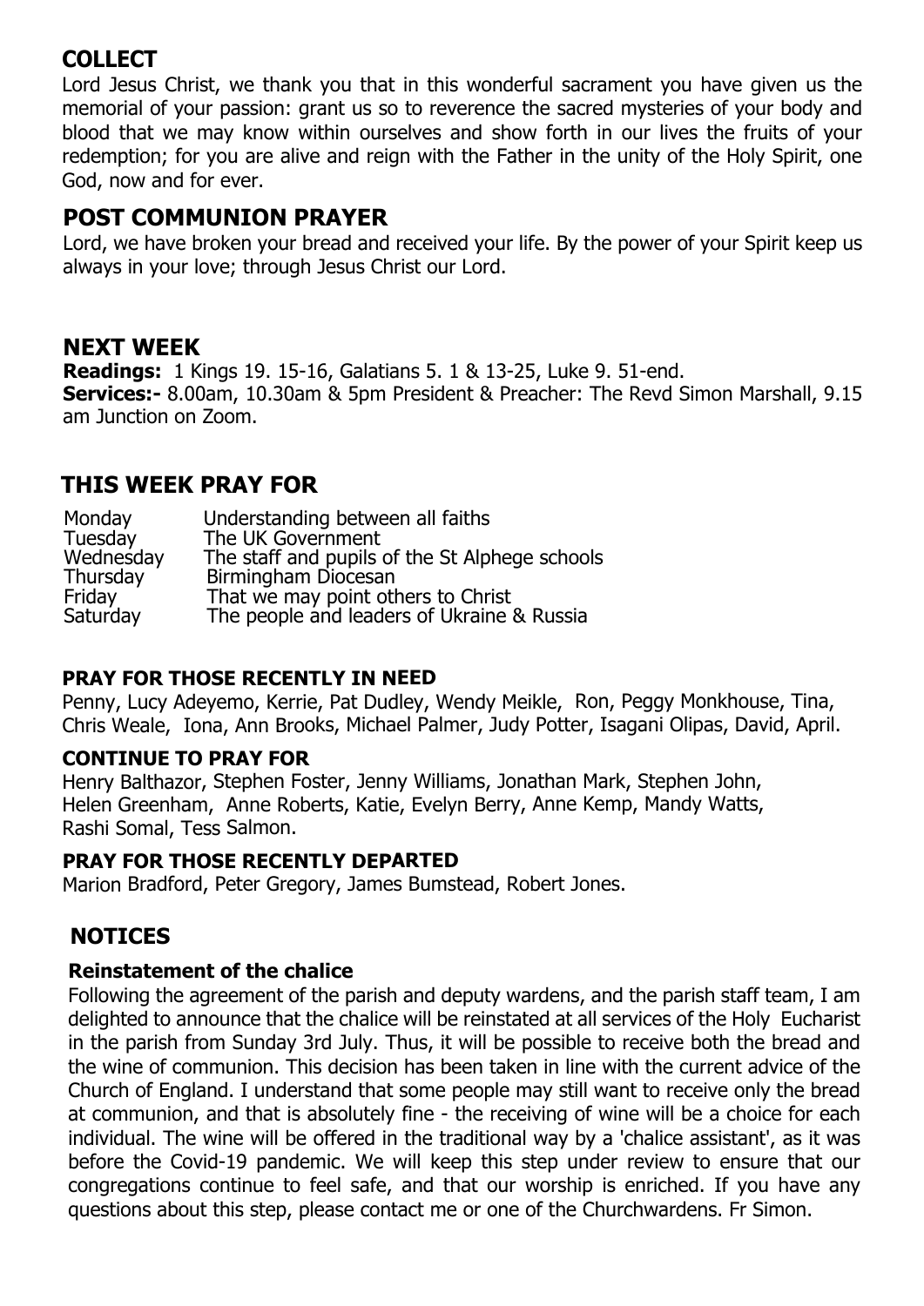## COLLECT

Lord Jesus Christ, we thank you that in this wonderful sacrament you have given us the memorial of your passion: grant us so to reverence the sacred mysteries of your body and blood that we may know within ourselves and show forth in our lives the fruits of your redemption; for you are alive and reign with the Father in the unity of the Holy Spirit, one God, now and for ever.

## POST COMMUNION PRAYER

Lord, we have broken your bread and received your life. By the power of your Spirit keep us always in your love; through Jesus Christ our Lord.

## NEXT WEEK

**Readings:** 1 Kings 19. 15-16, Galatians 5. 1 & 13-25, Luke 9. 51-end.
**Services:-** 8.00am, 10.30am & 5pm President & Preacher: The Revd Simon Marshall, 9.15 am Junction on Zoom.

## THIS WEEK PRAY FOR

| | |
|---|---|
| Monday | Understanding between all faiths |
| Tuesday | The UK Government |
| Wednesday | The staff and pupils of the St Alphege schools |
| Thursday | Birmingham Diocesan |
| Friday | That we may point others to Christ |
| Saturday | The people and leaders of Ukraine & Russia |

### PRAY FOR THOSE RECENTLY IN NEED

Penny, Lucy Adeyemo, Kerrie, Pat Dudley, Wendy Meikle, Ron, Peggy Monkhouse, Tina, Chris Weale, Iona, Ann Brooks, Michael Palmer, Judy Potter, Isagani Olipas, David, April.

### CONTINUE TO PRAY FOR

Henry Balthazor, Stephen Foster, Jenny Williams, Jonathan Mark, Stephen John, Helen Greenham, Anne Roberts, Katie, Evelyn Berry, Anne Kemp, Mandy Watts, Rashi Somal, Tess Salmon.

### PRAY FOR THOSE RECENTLY DEPARTED

Marion Bradford, Peter Gregory, James Bumstead, Robert Jones.

## NOTICES

### Reinstatement of the chalice

Following the agreement of the parish and deputy wardens, and the parish staff team, I am delighted to announce that the chalice will be reinstated at all services of the Holy Eucharist in the parish from Sunday 3rd July. Thus, it will be possible to receive both the bread and the wine of communion. This decision has been taken in line with the current advice of the Church of England. I understand that some people may still want to receive only the bread at communion, and that is absolutely fine - the receiving of wine will be a choice for each individual. The wine will be offered in the traditional way by a 'chalice assistant', as it was before the Covid-19 pandemic. We will keep this step under review to ensure that our congregations continue to feel safe, and that our worship is enriched. If you have any questions about this step, please contact me or one of the Churchwardens. Fr Simon.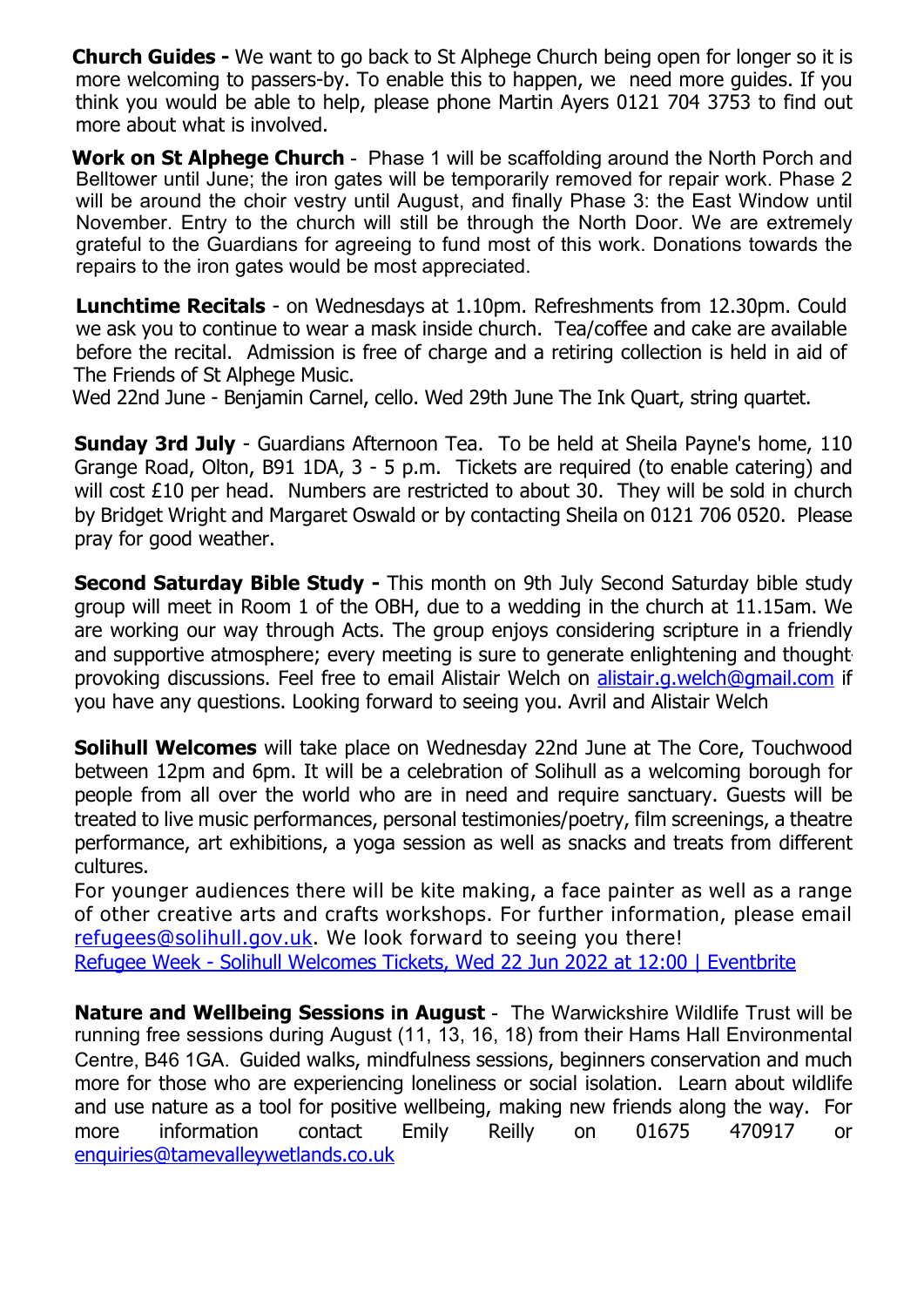**Church Guides -** We want to go back to St Alphege Church being open for longer so it is more welcoming to passers-by. To enable this to happen, we need more guides. If you think you would be able to help, please phone Martin Ayers 0121 704 3753 to find out more about what is involved.

**Work on St Alphege Church** - Phase 1 will be scaffolding around the North Porch and Belltower until June; the iron gates will be temporarily removed for repair work. Phase 2 will be around the choir vestry until August, and finally Phase 3: the East Window until November. Entry to the church will still be through the North Door. We are extremely grateful to the Guardians for agreeing to fund most of this work. Donations towards the repairs to the iron gates would be most appreciated.

**Lunchtime Recitals** - on Wednesdays at 1.10pm. Refreshments from 12.30pm. Could we ask you to continue to wear a mask inside church. Tea/coffee and cake are available before the recital. Admission is free of charge and a retiring collection is held in aid of The Friends of St Alphege Music.

Wed 22nd June - Benjamin Carnel, cello. Wed 29th June The Ink Quart, string quartet.

**Sunday 3rd July** - Guardians Afternoon Tea. To be held at Sheila Payne's home, 110 Grange Road, Olton, B91 1DA, 3 - 5 p.m. Tickets are required (to enable catering) and will cost £10 per head. Numbers are restricted to about 30. They will be sold in church by Bridget Wright and Margaret Oswald or by contacting Sheila on 0121 706 0520. Please pray for good weather.

**Second Saturday Bible Study -** This month on 9th July Second Saturday bible study group will meet in Room 1 of the OBH, due to a wedding in the church at 11.15am. We are working our way through Acts. The group enjoys considering scripture in a friendly and supportive atmosphere; every meeting is sure to generate enlightening and thought-provoking discussions. Feel free to email Alistair Welch on alistair.g.welch@gmail.com if you have any questions. Looking forward to seeing you. Avril and Alistair Welch

**Solihull Welcomes** will take place on Wednesday 22nd June at The Core, Touchwood between 12pm and 6pm. It will be a celebration of Solihull as a welcoming borough for people from all over the world who are in need and require sanctuary. Guests will be treated to live music performances, personal testimonies/poetry, film screenings, a theatre performance, art exhibitions, a yoga session as well as snacks and treats from different cultures.

For younger audiences there will be kite making, a face painter as well as a range of other creative arts and crafts workshops. For further information, please email refugees@solihull.gov.uk. We look forward to seeing you there!

Refugee Week - Solihull Welcomes Tickets, Wed 22 Jun 2022 at 12:00 | Eventbrite

**Nature and Wellbeing Sessions in August** - The Warwickshire Wildlife Trust will be running free sessions during August (11, 13, 16, 18) from their Hams Hall Environmental Centre, B46 1GA. Guided walks, mindfulness sessions, beginners conservation and much more for those who are experiencing loneliness or social isolation. Learn about wildlife and use nature as a tool for positive wellbeing, making new friends along the way. For more information contact Emily Reilly on 01675 470917 or enquiries@tamevalleywetlands.co.uk